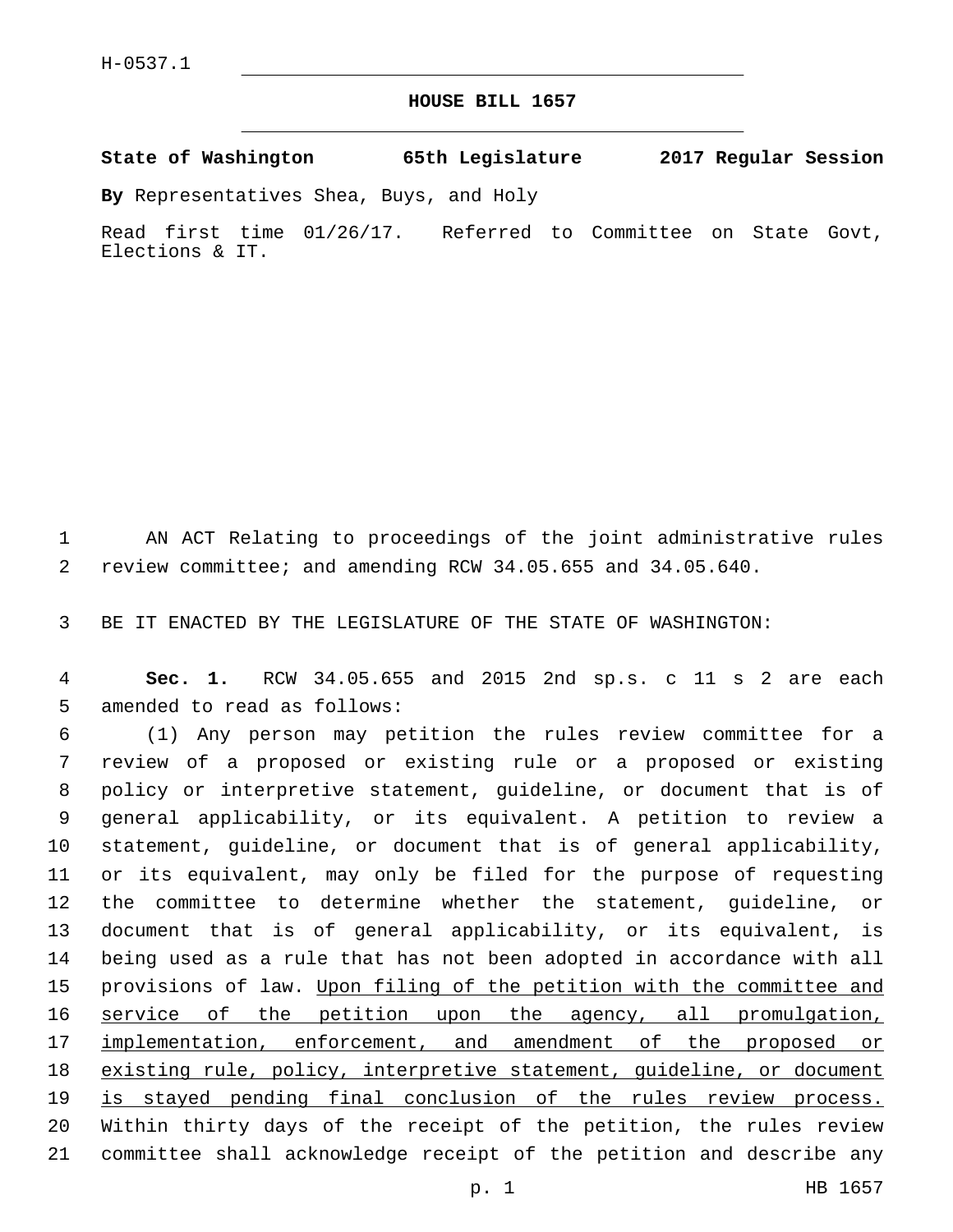H-0537.1

# HOUSE BILL 1657

**State of Washington 65th Legislature 2017 Regular Session**

**By** Representatives Shea, Buys, and Holy

Read first time 01/26/17. Referred to Committee on State Govt, Elections & IT.

AN ACT Relating to proceedings of the joint administrative rules review committee; and amending RCW 34.05.655 and 34.05.640.

BE IT ENACTED BY THE LEGISLATURE OF THE STATE OF WASHINGTON:

**Sec. 1.** RCW 34.05.655 and 2015 2nd sp.s. c 11 s 2 are each amended to read as follows:

(1) Any person may petition the rules review committee for a review of a proposed or existing rule or a proposed or existing policy or interpretive statement, guideline, or document that is of general applicability, or its equivalent. A petition to review a statement, guideline, or document that is of general applicability, or its equivalent, may only be filed for the purpose of requesting the committee to determine whether the statement, guideline, or document that is of general applicability, or its equivalent, is being used as a rule that has not been adopted in accordance with all provisions of law. <u>Upon filing of the petition with the committee and service of the petition upon the agency, all promulgation, implementation, enforcement, and amendment of the proposed or existing rule, policy, interpretive statement, guideline, or document is stayed pending final conclusion of the rules review process.</u> Within thirty days of the receipt of the petition, the rules review committee shall acknowledge receipt of the petition and describe any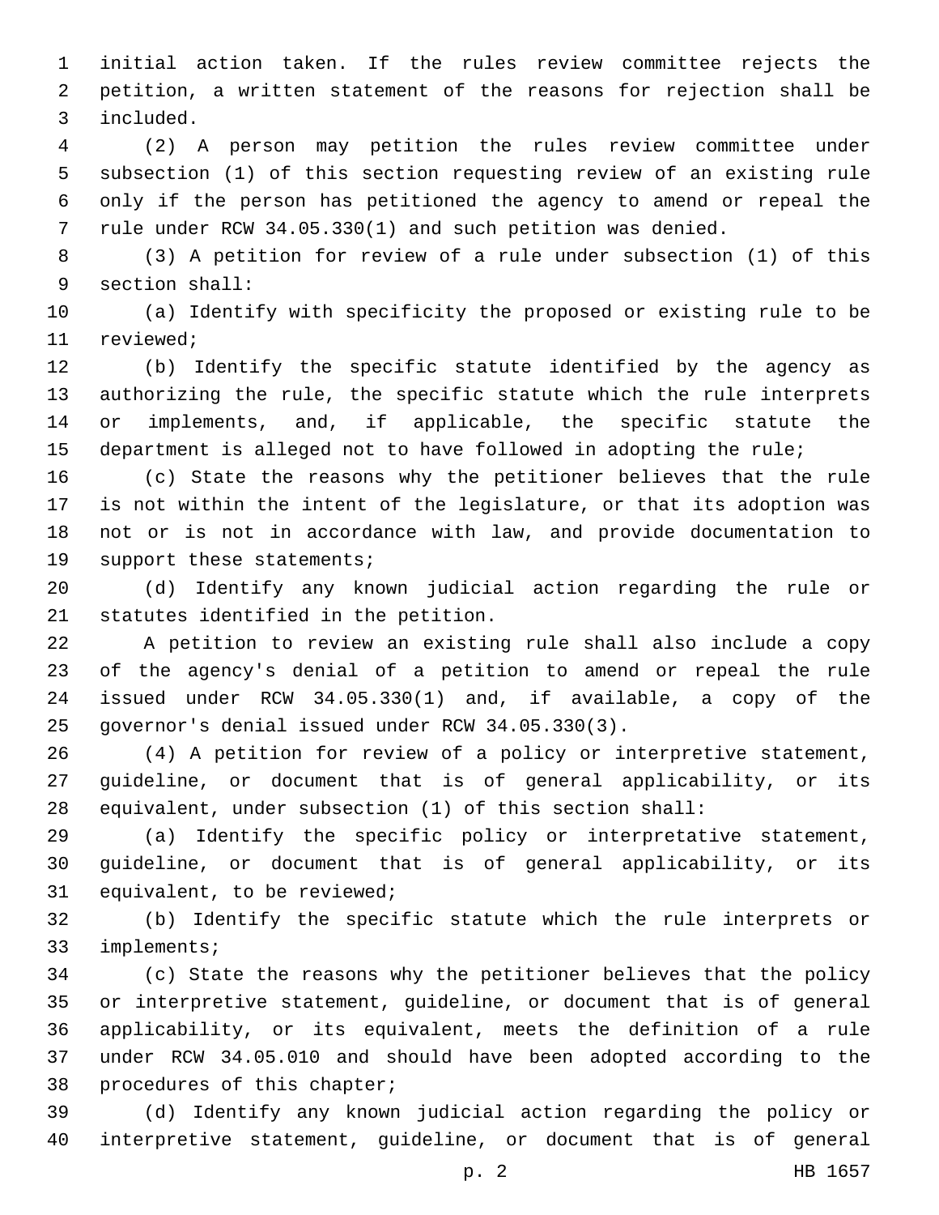initial action taken. If the rules review committee rejects the petition, a written statement of the reasons for rejection shall be included.

(2) A person may petition the rules review committee under subsection (1) of this section requesting review of an existing rule only if the person has petitioned the agency to amend or repeal the rule under RCW 34.05.330(1) and such petition was denied.

(3) A petition for review of a rule under subsection (1) of this section shall:

(a) Identify with specificity the proposed or existing rule to be reviewed;

(b) Identify the specific statute identified by the agency as authorizing the rule, the specific statute which the rule interprets or implements, and, if applicable, the specific statute the department is alleged not to have followed in adopting the rule;

(c) State the reasons why the petitioner believes that the rule is not within the intent of the legislature, or that its adoption was not or is not in accordance with law, and provide documentation to support these statements;

(d) Identify any known judicial action regarding the rule or statutes identified in the petition.

A petition to review an existing rule shall also include a copy of the agency's denial of a petition to amend or repeal the rule issued under RCW 34.05.330(1) and, if available, a copy of the governor's denial issued under RCW 34.05.330(3).

(4) A petition for review of a policy or interpretive statement, guideline, or document that is of general applicability, or its equivalent, under subsection (1) of this section shall:

(a) Identify the specific policy or interpretative statement, guideline, or document that is of general applicability, or its equivalent, to be reviewed;

(b) Identify the specific statute which the rule interprets or implements;

(c) State the reasons why the petitioner believes that the policy or interpretive statement, guideline, or document that is of general applicability, or its equivalent, meets the definition of a rule under RCW 34.05.010 and should have been adopted according to the procedures of this chapter;

(d) Identify any known judicial action regarding the policy or interpretive statement, guideline, or document that is of general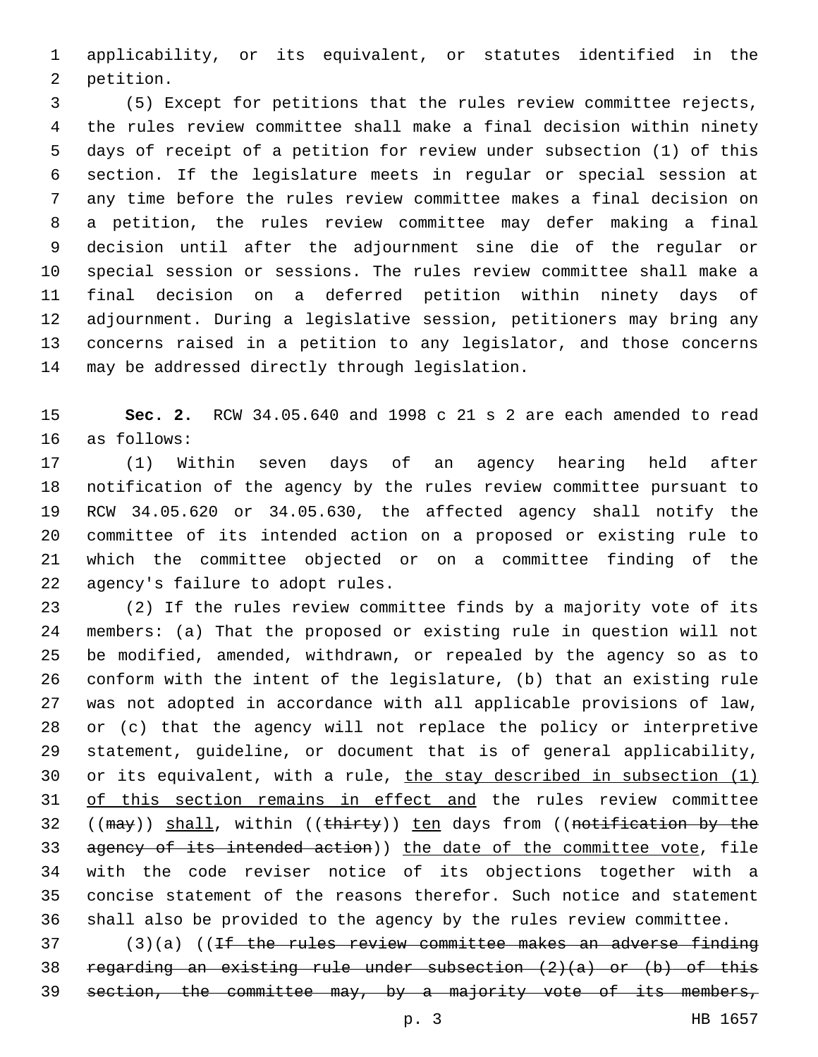applicability, or its equivalent, or statutes identified in the petition.

(5) Except for petitions that the rules review committee rejects, the rules review committee shall make a final decision within ninety days of receipt of a petition for review under subsection (1) of this section. If the legislature meets in regular or special session at any time before the rules review committee makes a final decision on a petition, the rules review committee may defer making a final decision until after the adjournment sine die of the regular or special session or sessions. The rules review committee shall make a final decision on a deferred petition within ninety days of adjournment. During a legislative session, petitioners may bring any concerns raised in a petition to any legislator, and those concerns may be addressed directly through legislation.

**Sec. 2.** RCW 34.05.640 and 1998 c 21 s 2 are each amended to read as follows:

(1) Within seven days of an agency hearing held after notification of the agency by the rules review committee pursuant to RCW 34.05.620 or 34.05.630, the affected agency shall notify the committee of its intended action on a proposed or existing rule to which the committee objected or on a committee finding of the agency's failure to adopt rules.

(2) If the rules review committee finds by a majority vote of its members: (a) That the proposed or existing rule in question will not be modified, amended, withdrawn, or repealed by the agency so as to conform with the intent of the legislature, (b) that an existing rule was not adopted in accordance with all applicable provisions of law, or (c) that the agency will not replace the policy or interpretive statement, guideline, or document that is of general applicability, or its equivalent, with a rule, <u>the stay described in subsection (1) of this section remains in effect and</u> the rules review committee ((~~may~~)) <u>shall</u>, within ((~~thirty~~)) <u>ten</u> days from ((~~notification by the agency of its intended action~~)) <u>the date of the committee vote</u>, file with the code reviser notice of its objections together with a concise statement of the reasons therefor. Such notice and statement shall also be provided to the agency by the rules review committee.

(3)(a) ((~~If the rules review committee makes an adverse finding regarding an existing rule under subsection (2)(a) or (b) of this section, the committee may, by a majority vote of its members,~~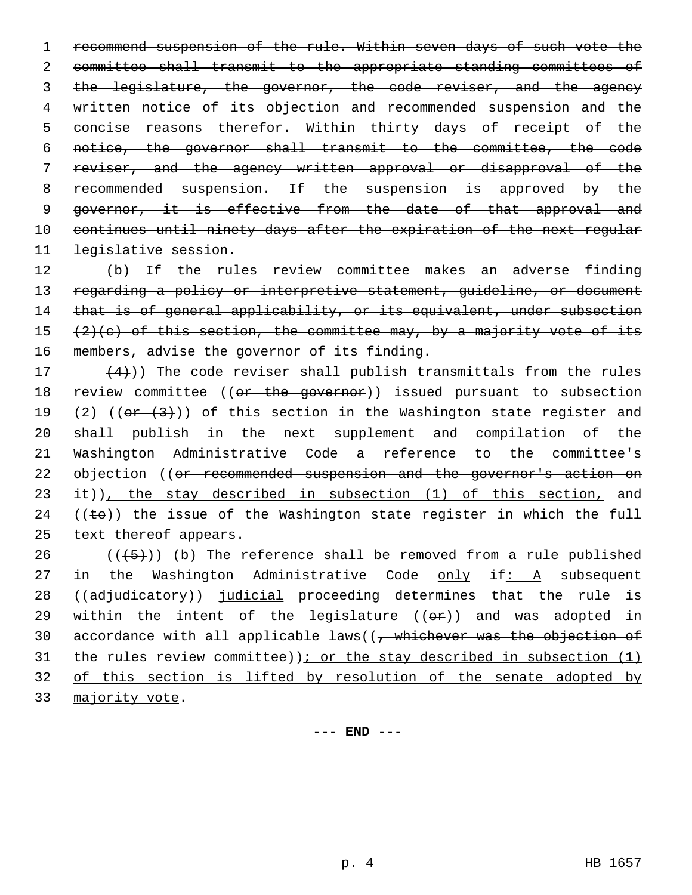~~recommend suspension of the rule. Within seven days of such vote the committee shall transmit to the appropriate standing committees of the legislature, the governor, the code reviser, and the agency written notice of its objection and recommended suspension and the concise reasons therefor. Within thirty days of receipt of the notice, the governor shall transmit to the committee, the code reviser, and the agency written approval or disapproval of the recommended suspension. If the suspension is approved by the governor, it is effective from the date of that approval and continues until ninety days after the expiration of the next regular legislative session.~~

~~(b) If the rules review committee makes an adverse finding regarding a policy or interpretive statement, guideline, or document that is of general applicability, or its equivalent, under subsection (2)(c) of this section, the committee may, by a majority vote of its members, advise the governor of its finding.~~

~~(4)~~)) The code reviser shall publish transmittals from the rules review committee ((~~or the governor~~)) issued pursuant to subsection (2) ((~~or (3)~~)) of this section in the Washington state register and shall publish in the next supplement and compilation of the Washington Administrative Code a reference to the committee's objection ((~~or recommended suspension and the governor's action on it~~))<u>, the stay described in subsection (1) of this section,</u> and ((~~to~~)) the issue of the Washington state register in which the full text thereof appears.

((~~(5)~~)) <u>(b)</u> The reference shall be removed from a rule published in the Washington Administrative Code <u>only</u> if<u>: A</u> subsequent ((~~adjudicatory~~)) <u>judicial</u> proceeding determines that the rule is within the intent of the legislature ((~~or~~)) <u>and</u> was adopted in accordance with all applicable laws((~~, whichever was the objection of the rules review committee~~))<u>; or the stay described in subsection (1) of this section is lifted by resolution of the senate adopted by majority vote</u>.

**--- END ---**